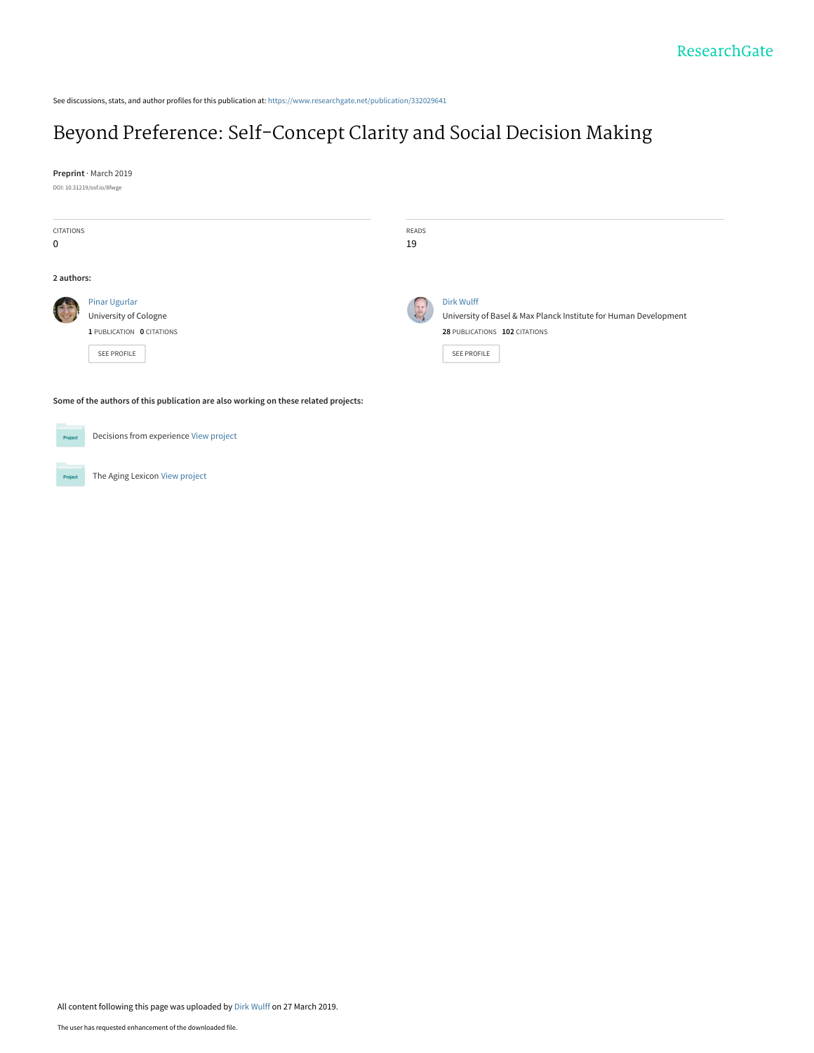ResearchGate

See discussions, stats, and author profiles for this publication at: https://www.researchgate.net/publication/332029641

# Beyond Preference: Self-Concept Clarity and Social Decision Making

**Preprint** · March 2019

DOI: 10.31219/osf.io/8fwge

| CITATIONS | READS |
| --- | --- |
| 0 | 19 |

**2 authors:**

**Pinar Ugurlar**
University of Cologne
**1** PUBLICATION **0** CITATIONS

SEE PROFILE

**Dirk Wulff**
University of Basel & Max Planck Institute for Human Development
**28** PUBLICATIONS **102** CITATIONS

SEE PROFILE

**Some of the authors of this publication are also working on these related projects:**

Project: Decisions from experience View project

Project: The Aging Lexicon View project

All content following this page was uploaded by Dirk Wulff on 27 March 2019.

The user has requested enhancement of the downloaded file.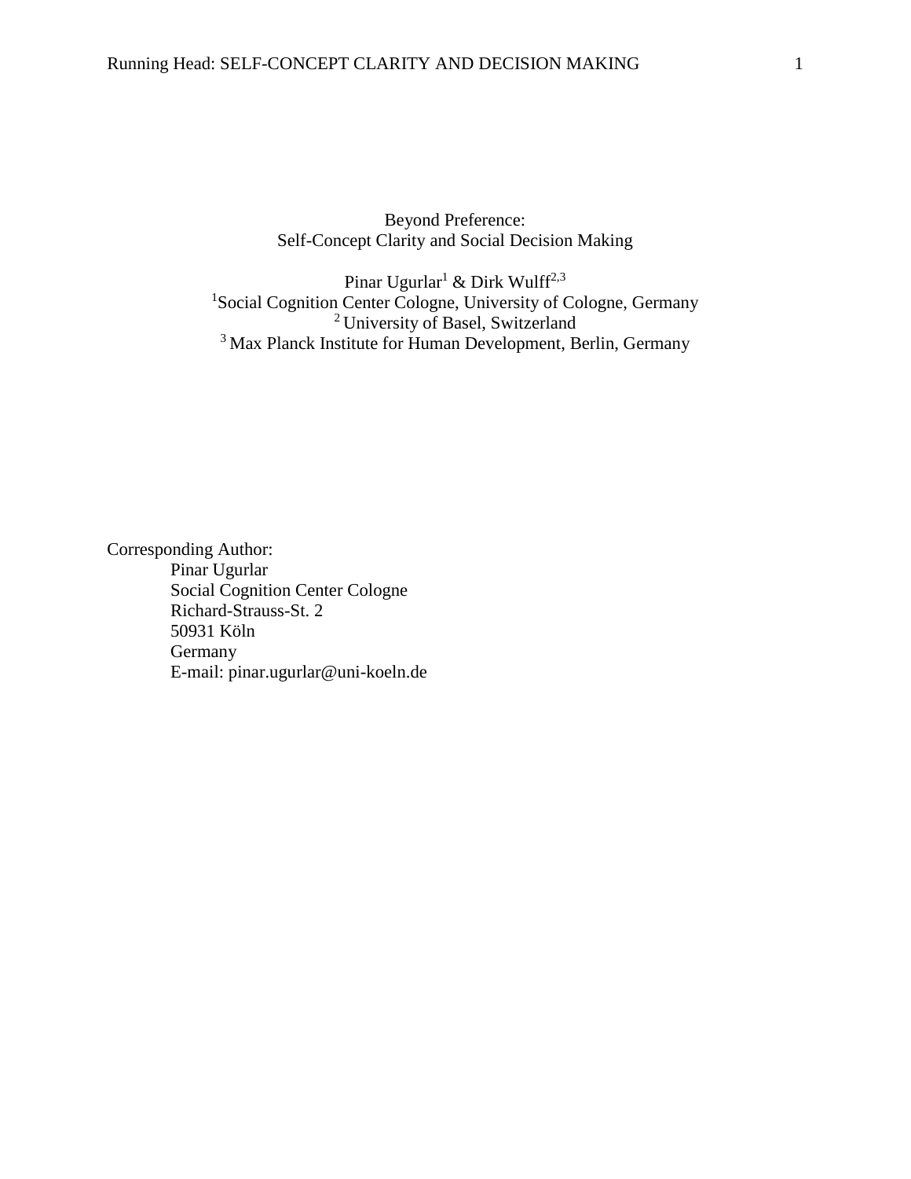# Beyond Preference: Self-Concept Clarity and Social Decision Making

Pinar Ugurlar[1] & Dirk Wulff[2,3]

[1]Social Cognition Center Cologne, University of Cologne, Germany

[2] University of Basel, Switzerland

[3] Max Planck Institute for Human Development, Berlin, Germany

Corresponding Author:

Pinar Ugurlar
Social Cognition Center Cologne
Richard-Strauss-St. 2
50931 Köln
Germany
E-mail: pinar.ugurlar@uni-koeln.de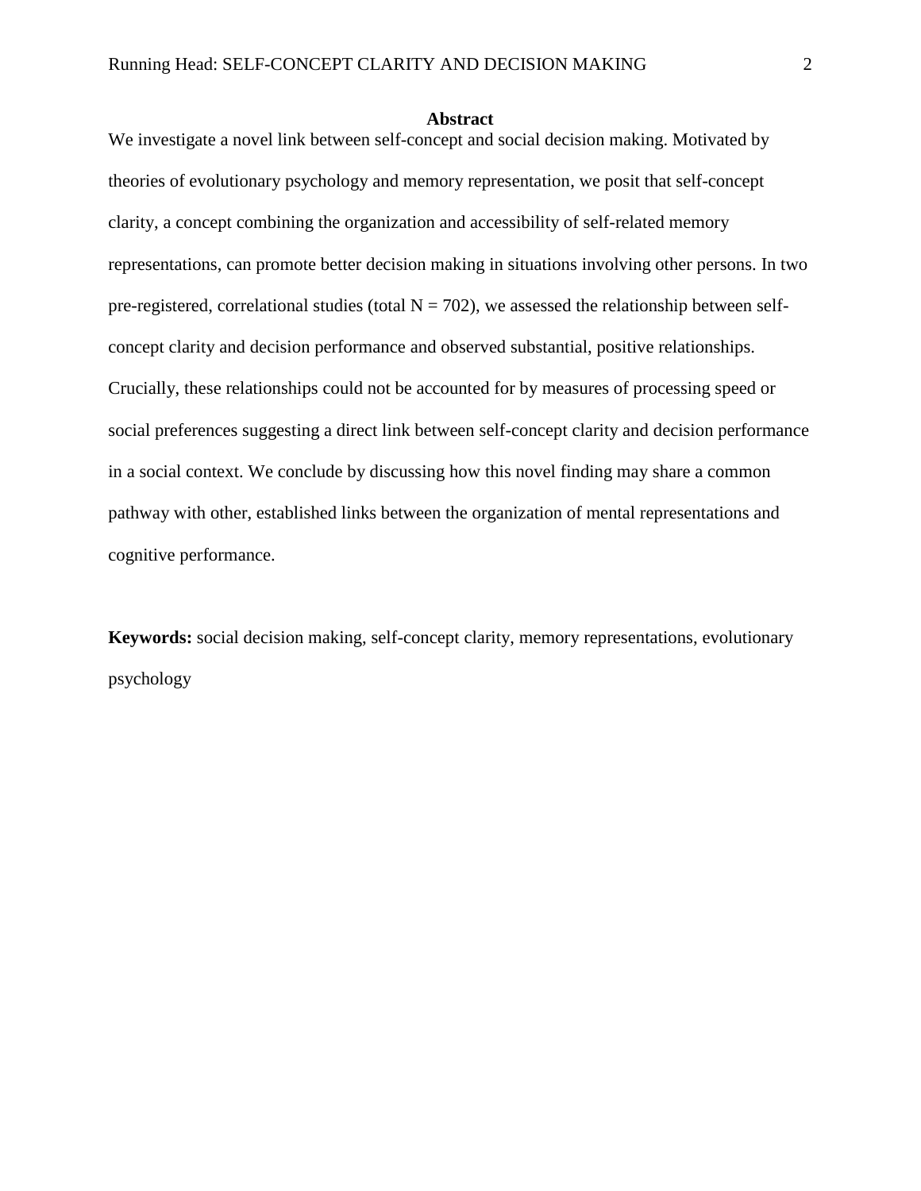## Abstract

We investigate a novel link between self-concept and social decision making. Motivated by theories of evolutionary psychology and memory representation, we posit that self-concept clarity, a concept combining the organization and accessibility of self-related memory representations, can promote better decision making in situations involving other persons. In two pre-registered, correlational studies (total $N = 702$), we assessed the relationship between self-concept clarity and decision performance and observed substantial, positive relationships. Crucially, these relationships could not be accounted for by measures of processing speed or social preferences suggesting a direct link between self-concept clarity and decision performance in a social context. We conclude by discussing how this novel finding may share a common pathway with other, established links between the organization of mental representations and cognitive performance.

**Keywords:** social decision making, self-concept clarity, memory representations, evolutionary psychology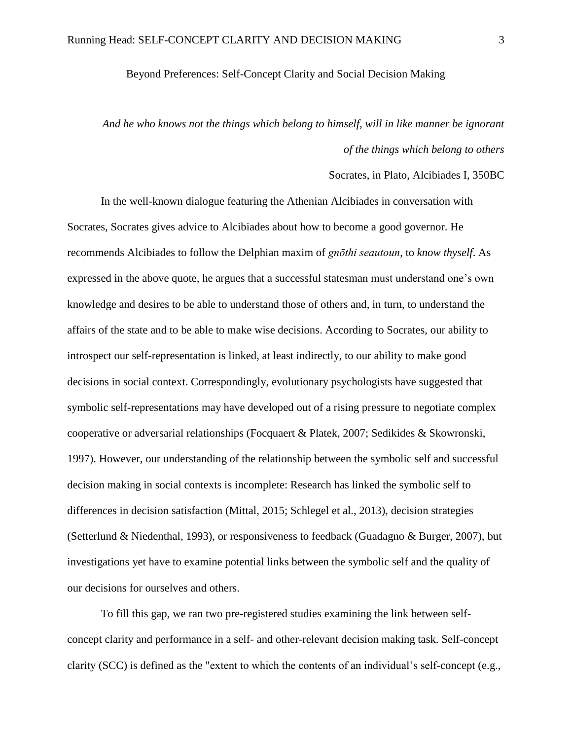Beyond Preferences: Self-Concept Clarity and Social Decision Making

*And he who knows not the things which belong to himself, will in like manner be ignorant of the things which belong to others*

Socrates, in Plato, Alcibiades I, 350BC

In the well-known dialogue featuring the Athenian Alcibiades in conversation with Socrates, Socrates gives advice to Alcibiades about how to become a good governor. He recommends Alcibiades to follow the Delphian maxim of *gnōthi seautoun*, to *know thyself*. As expressed in the above quote, he argues that a successful statesman must understand one's own knowledge and desires to be able to understand those of others and, in turn, to understand the affairs of the state and to be able to make wise decisions. According to Socrates, our ability to introspect our self-representation is linked, at least indirectly, to our ability to make good decisions in social context. Correspondingly, evolutionary psychologists have suggested that symbolic self-representations may have developed out of a rising pressure to negotiate complex cooperative or adversarial relationships (Focquaert & Platek, 2007; Sedikides & Skowronski, 1997). However, our understanding of the relationship between the symbolic self and successful decision making in social contexts is incomplete: Research has linked the symbolic self to differences in decision satisfaction (Mittal, 2015; Schlegel et al., 2013), decision strategies (Setterlund & Niedenthal, 1993), or responsiveness to feedback (Guadagno & Burger, 2007), but investigations yet have to examine potential links between the symbolic self and the quality of our decisions for ourselves and others.

To fill this gap, we ran two pre-registered studies examining the link between self-concept clarity and performance in a self- and other-relevant decision making task. Self-concept clarity (SCC) is defined as the "extent to which the contents of an individual's self-concept (e.g.,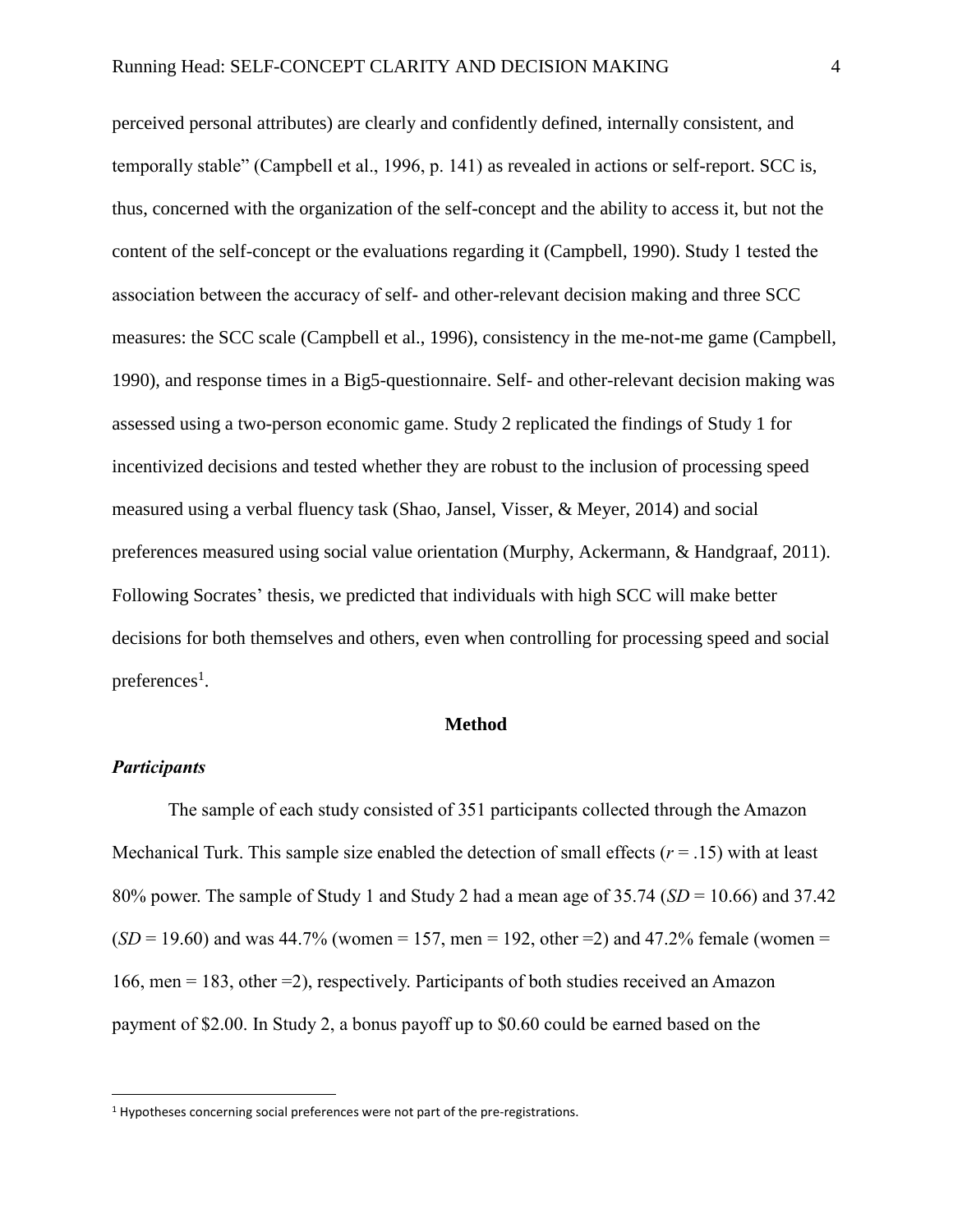perceived personal attributes) are clearly and confidently defined, internally consistent, and temporally stable" (Campbell et al., 1996, p. 141) as revealed in actions or self-report. SCC is, thus, concerned with the organization of the self-concept and the ability to access it, but not the content of the self-concept or the evaluations regarding it (Campbell, 1990). Study 1 tested the association between the accuracy of self- and other-relevant decision making and three SCC measures: the SCC scale (Campbell et al., 1996), consistency in the me-not-me game (Campbell, 1990), and response times in a Big5-questionnaire. Self- and other-relevant decision making was assessed using a two-person economic game. Study 2 replicated the findings of Study 1 for incentivized decisions and tested whether they are robust to the inclusion of processing speed measured using a verbal fluency task (Shao, Jansel, Visser, & Meyer, 2014) and social preferences measured using social value orientation (Murphy, Ackermann, & Handgraaf, 2011). Following Socrates' thesis, we predicted that individuals with high SCC will make better decisions for both themselves and others, even when controlling for processing speed and social preferences[1].

## Method

### *Participants*

The sample of each study consisted of 351 participants collected through the Amazon Mechanical Turk. This sample size enabled the detection of small effects ($r = .15$) with at least 80% power. The sample of Study 1 and Study 2 had a mean age of 35.74 ($SD = 10.66$) and 37.42 ($SD = 19.60$) and was 44.7% (women = 157, men = 192, other =2) and 47.2% female (women = 166, men = 183, other =2), respectively. Participants of both studies received an Amazon payment of $2.00. In Study 2, a bonus payoff up to $0.60 could be earned based on the

[1] Hypotheses concerning social preferences were not part of the pre-registrations.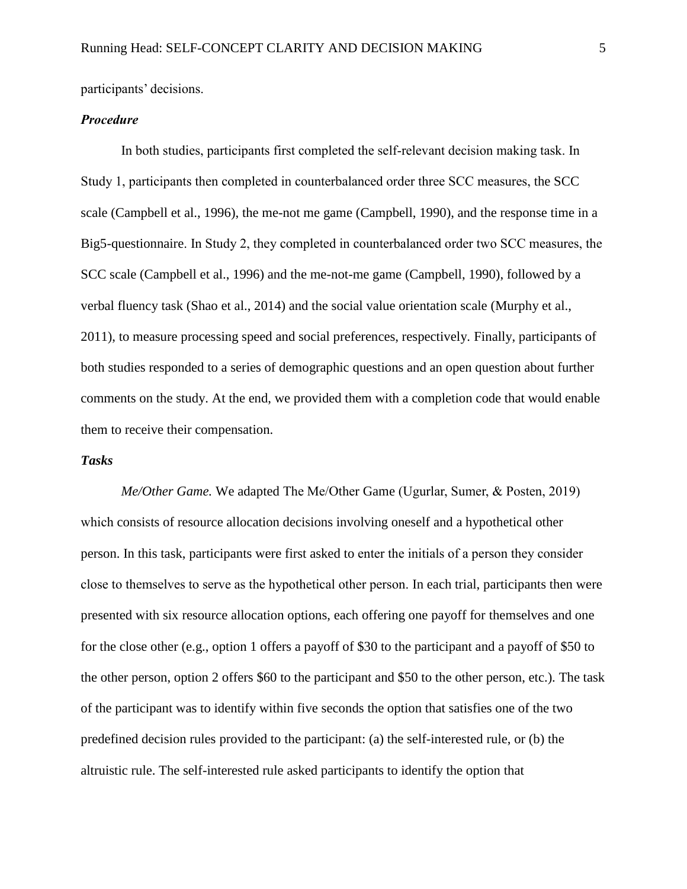participants' decisions.

### *Procedure*

In both studies, participants first completed the self-relevant decision making task. In Study 1, participants then completed in counterbalanced order three SCC measures, the SCC scale (Campbell et al., 1996), the me-not me game (Campbell, 1990), and the response time in a Big5-questionnaire. In Study 2, they completed in counterbalanced order two SCC measures, the SCC scale (Campbell et al., 1996) and the me-not-me game (Campbell, 1990), followed by a verbal fluency task (Shao et al., 2014) and the social value orientation scale (Murphy et al., 2011), to measure processing speed and social preferences, respectively. Finally, participants of both studies responded to a series of demographic questions and an open question about further comments on the study. At the end, we provided them with a completion code that would enable them to receive their compensation.

### *Tasks*

*Me/Other Game.* We adapted The Me/Other Game (Ugurlar, Sumer, & Posten, 2019) which consists of resource allocation decisions involving oneself and a hypothetical other person. In this task, participants were first asked to enter the initials of a person they consider close to themselves to serve as the hypothetical other person. In each trial, participants then were presented with six resource allocation options, each offering one payoff for themselves and one for the close other (e.g., option 1 offers a payoff of $30 to the participant and a payoff of $50 to the other person, option 2 offers $60 to the participant and $50 to the other person, etc.). The task of the participant was to identify within five seconds the option that satisfies one of the two predefined decision rules provided to the participant: (a) the self-interested rule, or (b) the altruistic rule. The self-interested rule asked participants to identify the option that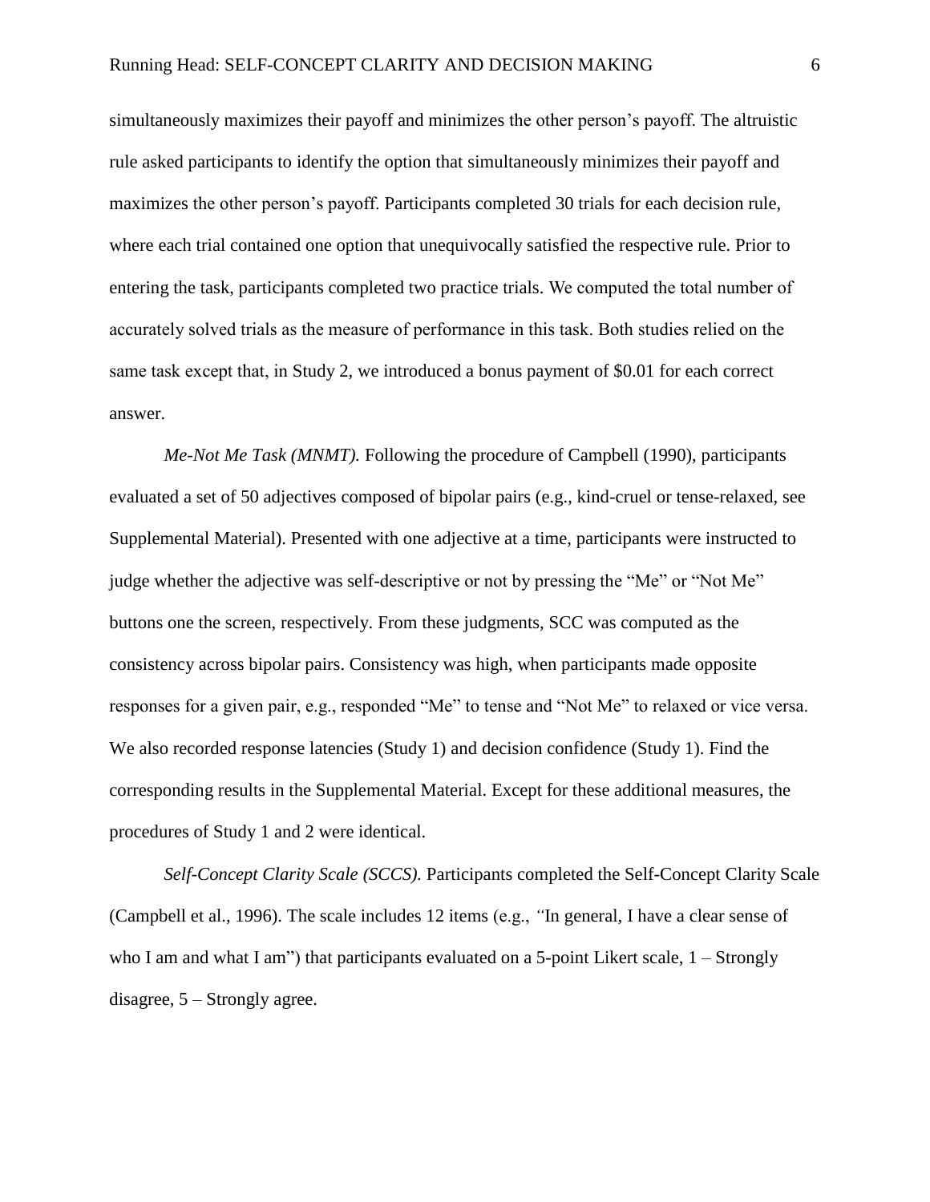simultaneously maximizes their payoff and minimizes the other person's payoff. The altruistic rule asked participants to identify the option that simultaneously minimizes their payoff and maximizes the other person's payoff. Participants completed 30 trials for each decision rule, where each trial contained one option that unequivocally satisfied the respective rule. Prior to entering the task, participants completed two practice trials. We computed the total number of accurately solved trials as the measure of performance in this task. Both studies relied on the same task except that, in Study 2, we introduced a bonus payment of $0.01 for each correct answer.

*Me-Not Me Task (MNMT).* Following the procedure of Campbell (1990), participants evaluated a set of 50 adjectives composed of bipolar pairs (e.g., kind-cruel or tense-relaxed, see Supplemental Material). Presented with one adjective at a time, participants were instructed to judge whether the adjective was self-descriptive or not by pressing the "Me" or "Not Me" buttons one the screen, respectively. From these judgments, SCC was computed as the consistency across bipolar pairs. Consistency was high, when participants made opposite responses for a given pair, e.g., responded "Me" to tense and "Not Me" to relaxed or vice versa. We also recorded response latencies (Study 1) and decision confidence (Study 1). Find the corresponding results in the Supplemental Material. Except for these additional measures, the procedures of Study 1 and 2 were identical.

*Self-Concept Clarity Scale (SCCS).* Participants completed the Self-Concept Clarity Scale (Campbell et al., 1996). The scale includes 12 items (e.g., "In general, I have a clear sense of who I am and what I am") that participants evaluated on a 5-point Likert scale, 1 – Strongly disagree, 5 – Strongly agree.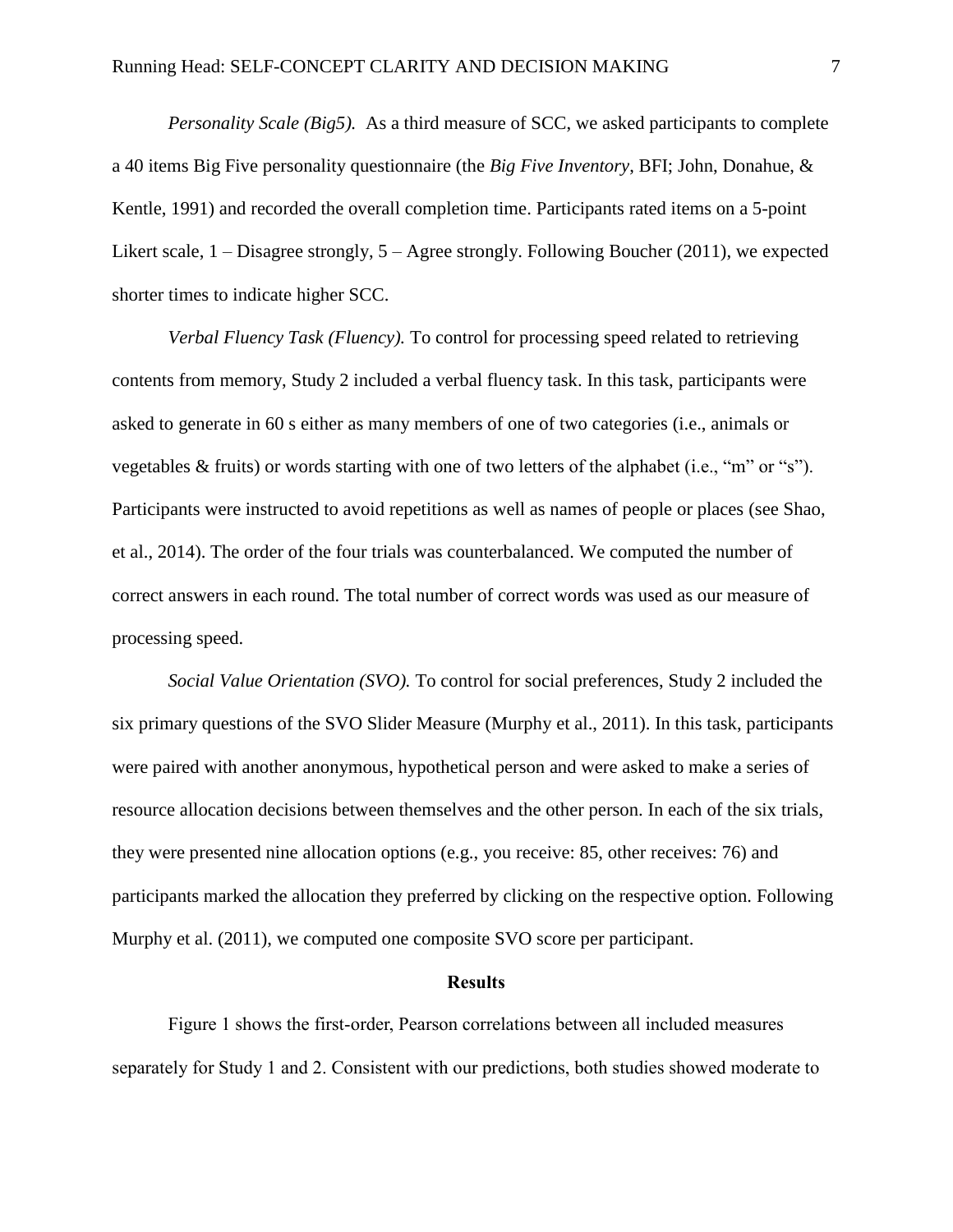*Personality Scale (Big5).* As a third measure of SCC, we asked participants to complete a 40 items Big Five personality questionnaire (the *Big Five Inventory*, BFI; John, Donahue, & Kentle, 1991) and recorded the overall completion time. Participants rated items on a 5-point Likert scale, 1 – Disagree strongly, 5 – Agree strongly. Following Boucher (2011), we expected shorter times to indicate higher SCC.

*Verbal Fluency Task (Fluency).* To control for processing speed related to retrieving contents from memory, Study 2 included a verbal fluency task. In this task, participants were asked to generate in 60 s either as many members of one of two categories (i.e., animals or vegetables & fruits) or words starting with one of two letters of the alphabet (i.e., "m" or "s"). Participants were instructed to avoid repetitions as well as names of people or places (see Shao, et al., 2014). The order of the four trials was counterbalanced. We computed the number of correct answers in each round. The total number of correct words was used as our measure of processing speed.

*Social Value Orientation (SVO).* To control for social preferences, Study 2 included the six primary questions of the SVO Slider Measure (Murphy et al., 2011). In this task, participants were paired with another anonymous, hypothetical person and were asked to make a series of resource allocation decisions between themselves and the other person. In each of the six trials, they were presented nine allocation options (e.g., you receive: 85, other receives: 76) and participants marked the allocation they preferred by clicking on the respective option. Following Murphy et al. (2011), we computed one composite SVO score per participant.

## Results

Figure 1 shows the first-order, Pearson correlations between all included measures separately for Study 1 and 2. Consistent with our predictions, both studies showed moderate to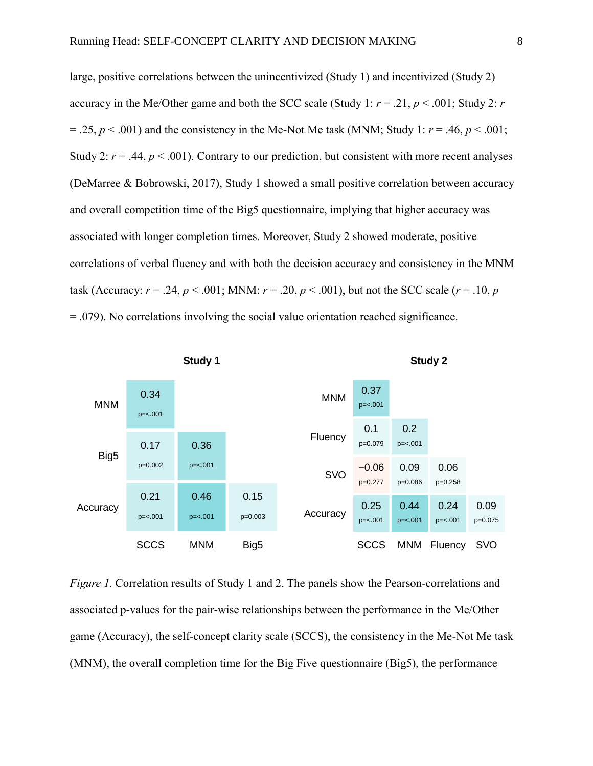large, positive correlations between the unincentivized (Study 1) and incentivized (Study 2) accuracy in the Me/Other game and both the SCC scale (Study 1: $r = .21$, $p < .001$; Study 2: $r = .25$, $p < .001$) and the consistency in the Me-Not Me task (MNM; Study 1: $r = .46$, $p < .001$; Study 2: $r = .44$, $p < .001$). Contrary to our prediction, but consistent with more recent analyses (DeMarree & Bobrowski, 2017), Study 1 showed a small positive correlation between accuracy and overall competition time of the Big5 questionnaire, implying that higher accuracy was associated with longer completion times. Moreover, Study 2 showed moderate, positive correlations of verbal fluency and with both the decision accuracy and consistency in the MNM task (Accuracy: $r = .24$, $p < .001$; MNM: $r = .20$, $p < .001$), but not the SCC scale ($r = .10$, $p = .079$). No correlations involving the social value orientation reached significance.

**Study 1**

| | SCCS | MNM | Big5 |
|---|---|---|---|
| MNM | 0.34 (p=<.001) | | |
| Big5 | 0.17 (p=0.002) | 0.36 (p=<.001) | |
| Accuracy | 0.21 (p=<.001) | 0.46 (p=<.001) | 0.15 (p=0.003) |

**Study 2**

| | SCCS | MNM | Fluency | SVO |
|---|---|---|---|---|
| MNM | 0.37 (p=<.001) | | | |
| Fluency | 0.1 (p=0.079) | 0.2 (p=<.001) | | |
| SVO | −0.06 (p=0.277) | 0.09 (p=0.086) | 0.06 (p=0.258) | |
| Accuracy | 0.25 (p=<.001) | 0.44 (p=<.001) | 0.24 (p=<.001) | 0.09 (p=0.075) |

*Figure 1.* Correlation results of Study 1 and 2. The panels show the Pearson-correlations and associated p-values for the pair-wise relationships between the performance in the Me/Other game (Accuracy), the self-concept clarity scale (SCCS), the consistency in the Me-Not Me task (MNM), the overall completion time for the Big Five questionnaire (Big5), the performance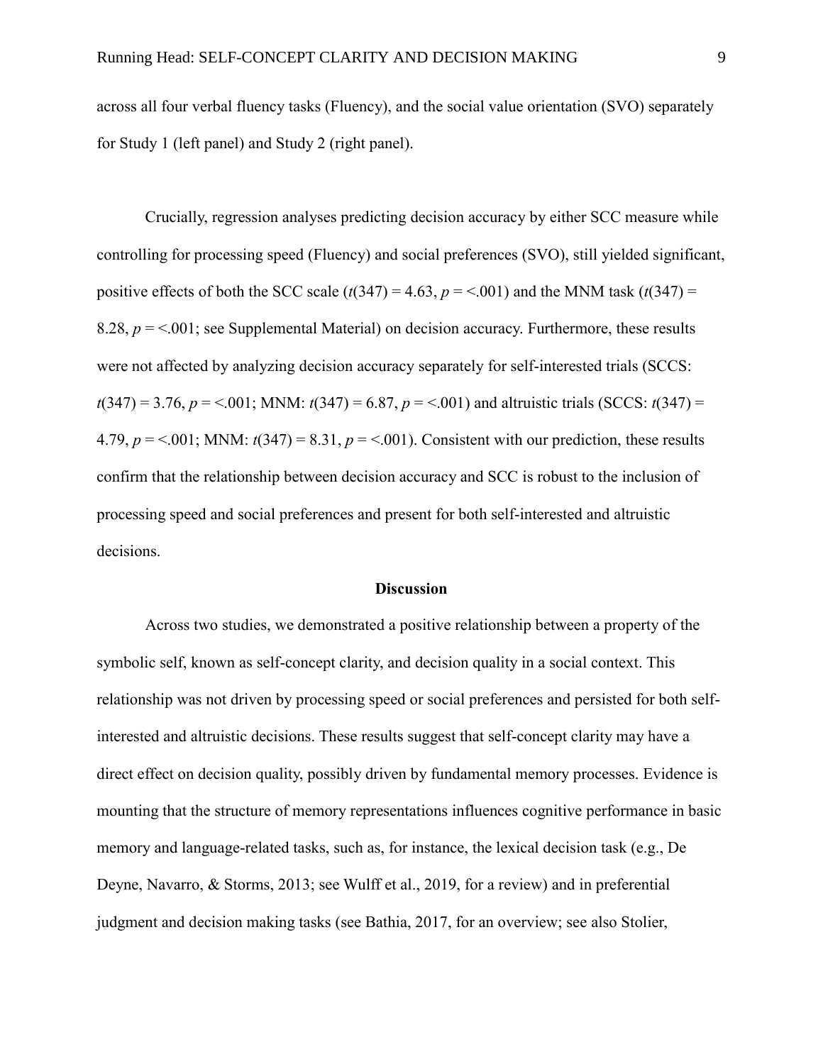across all four verbal fluency tasks (Fluency), and the social value orientation (SVO) separately for Study 1 (left panel) and Study 2 (right panel).

Crucially, regression analyses predicting decision accuracy by either SCC measure while controlling for processing speed (Fluency) and social preferences (SVO), still yielded significant, positive effects of both the SCC scale ($t(347) = 4.63$, $p = <.001$) and the MNM task ($t(347) = 8.28$, $p = <.001$; see Supplemental Material) on decision accuracy. Furthermore, these results were not affected by analyzing decision accuracy separately for self-interested trials (SCCS: $t(347) = 3.76$, $p = <.001$; MNM: $t(347) = 6.87$, $p = <.001$) and altruistic trials (SCCS: $t(347) = 4.79$, $p = <.001$; MNM: $t(347) = 8.31$, $p = <.001$). Consistent with our prediction, these results confirm that the relationship between decision accuracy and SCC is robust to the inclusion of processing speed and social preferences and present for both self-interested and altruistic decisions.

## Discussion

Across two studies, we demonstrated a positive relationship between a property of the symbolic self, known as self-concept clarity, and decision quality in a social context. This relationship was not driven by processing speed or social preferences and persisted for both self-interested and altruistic decisions. These results suggest that self-concept clarity may have a direct effect on decision quality, possibly driven by fundamental memory processes. Evidence is mounting that the structure of memory representations influences cognitive performance in basic memory and language-related tasks, such as, for instance, the lexical decision task (e.g., De Deyne, Navarro, & Storms, 2013; see Wulff et al., 2019, for a review) and in preferential judgment and decision making tasks (see Bathia, 2017, for an overview; see also Stolier,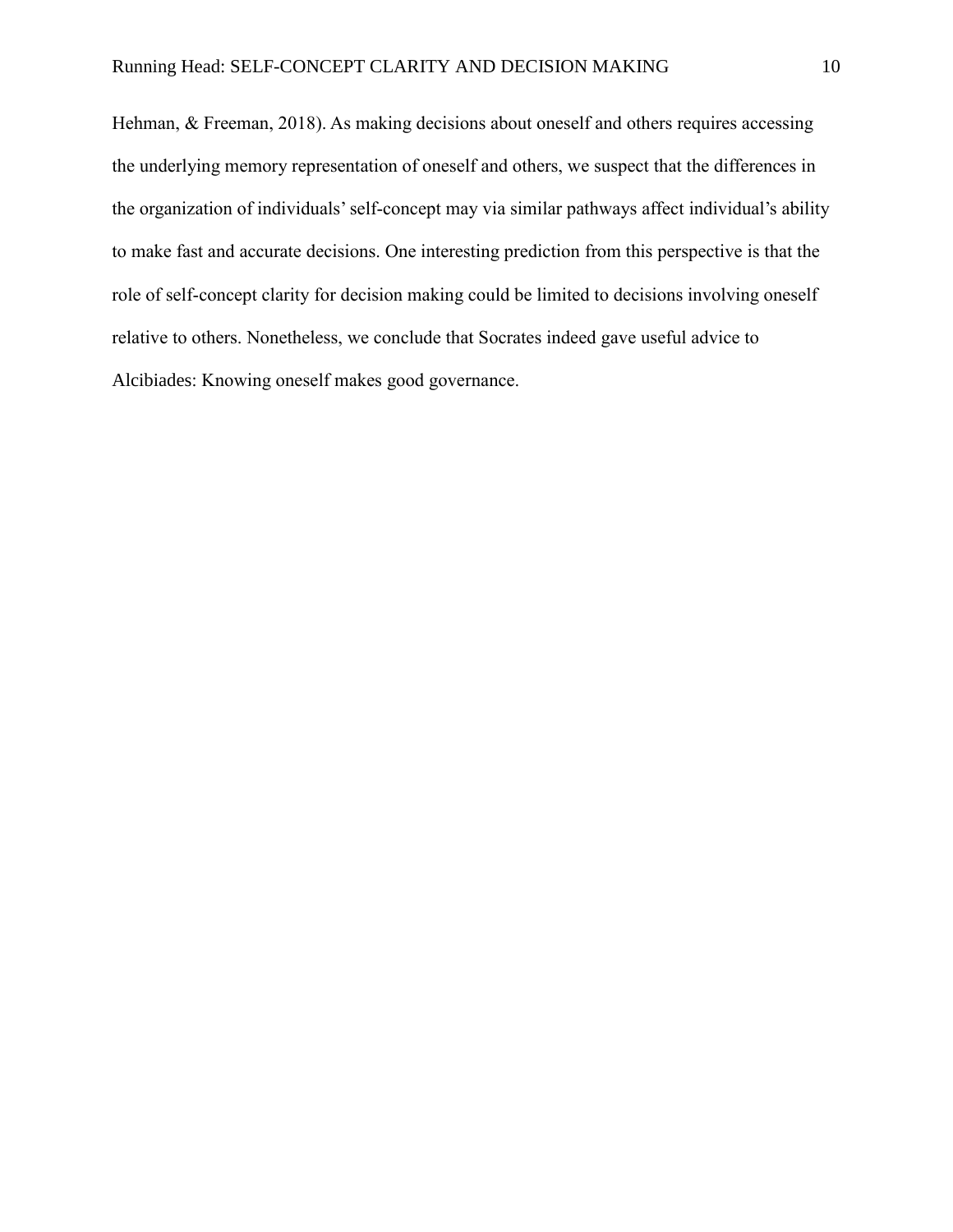Hehman, & Freeman, 2018). As making decisions about oneself and others requires accessing the underlying memory representation of oneself and others, we suspect that the differences in the organization of individuals' self-concept may via similar pathways affect individual's ability to make fast and accurate decisions. One interesting prediction from this perspective is that the role of self-concept clarity for decision making could be limited to decisions involving oneself relative to others. Nonetheless, we conclude that Socrates indeed gave useful advice to Alcibiades: Knowing oneself makes good governance.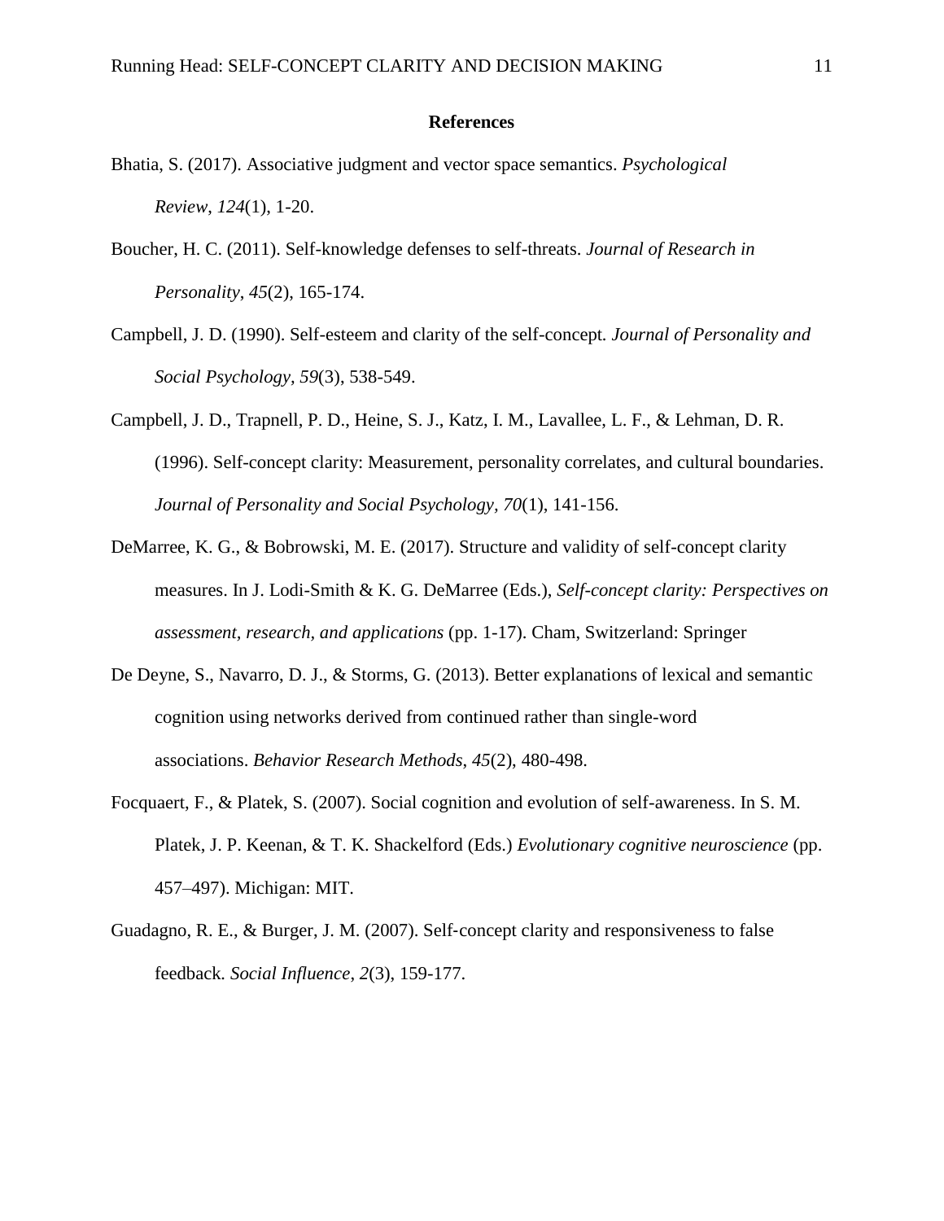**References**

Bhatia, S. (2017). Associative judgment and vector space semantics. *Psychological Review*, *124*(1), 1-20.

Boucher, H. C. (2011). Self-knowledge defenses to self-threats. *Journal of Research in Personality*, *45*(2), 165-174.

Campbell, J. D. (1990). Self-esteem and clarity of the self-concept. *Journal of Personality and Social Psychology, 59*(3), 538-549.

Campbell, J. D., Trapnell, P. D., Heine, S. J., Katz, I. M., Lavallee, L. F., & Lehman, D. R. (1996). Self-concept clarity: Measurement, personality correlates, and cultural boundaries. *Journal of Personality and Social Psychology, 70*(1), 141-156.

DeMarree, K. G., & Bobrowski, M. E. (2017). Structure and validity of self-concept clarity measures. In J. Lodi-Smith & K. G. DeMarree (Eds.), *Self-concept clarity: Perspectives on assessment, research, and applications* (pp. 1-17). Cham, Switzerland: Springer

De Deyne, S., Navarro, D. J., & Storms, G. (2013). Better explanations of lexical and semantic cognition using networks derived from continued rather than single-word associations. *Behavior Research Methods*, *45*(2), 480-498.

Focquaert, F., & Platek, S. (2007). Social cognition and evolution of self-awareness. In S. M. Platek, J. P. Keenan, & T. K. Shackelford (Eds.) *Evolutionary cognitive neuroscience* (pp. 457–497). Michigan: MIT.

Guadagno, R. E., & Burger, J. M. (2007). Self-concept clarity and responsiveness to false feedback. *Social Influence*, *2*(3), 159-177.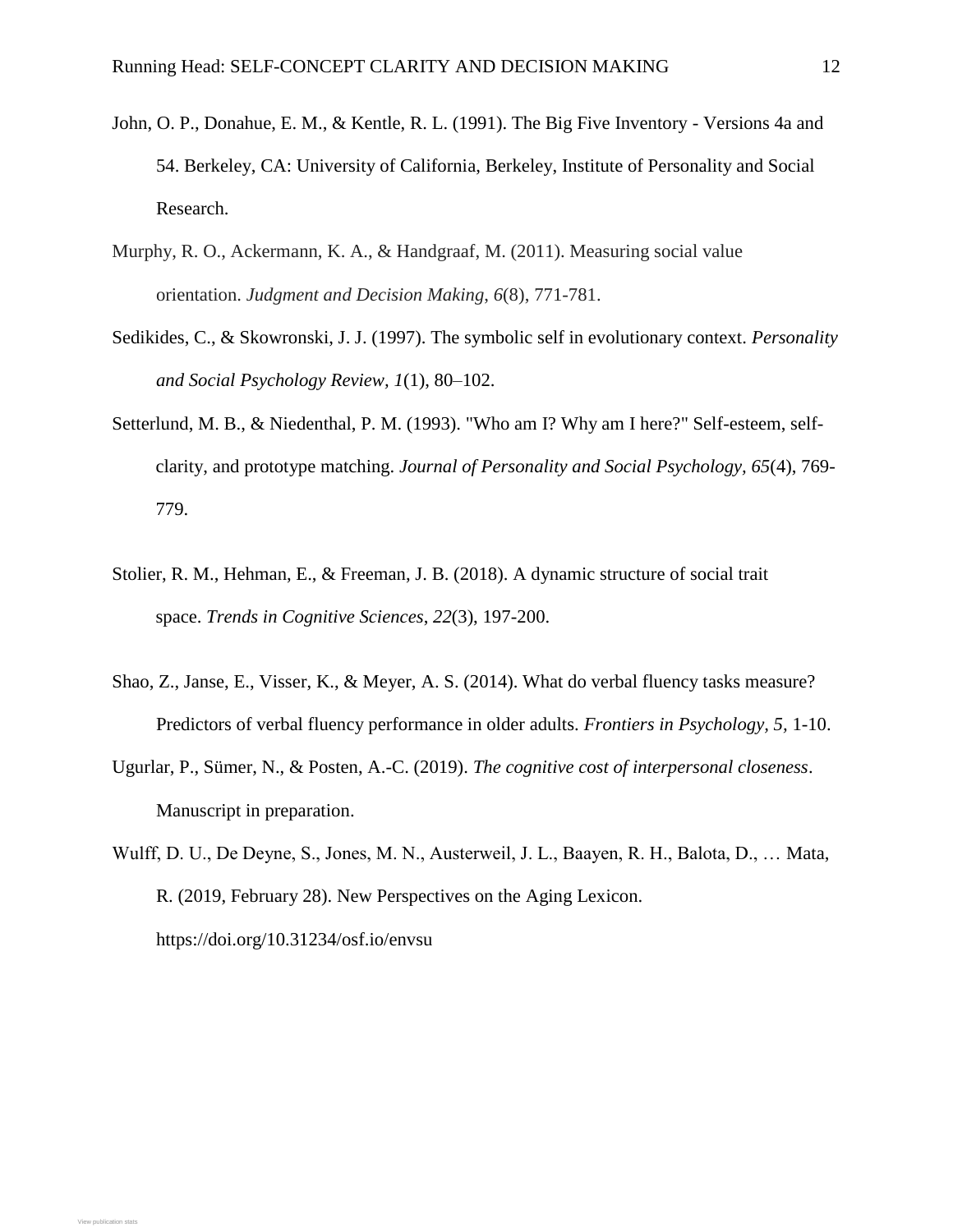John, O. P., Donahue, E. M., & Kentle, R. L. (1991). The Big Five Inventory - Versions 4a and 54. Berkeley, CA: University of California, Berkeley, Institute of Personality and Social Research.

Murphy, R. O., Ackermann, K. A., & Handgraaf, M. (2011). Measuring social value orientation. *Judgment and Decision Making*, *6*(8), 771-781.

Sedikides, C., & Skowronski, J. J. (1997). The symbolic self in evolutionary context. *Personality and Social Psychology Review*, *1*(1), 80–102.

Setterlund, M. B., & Niedenthal, P. M. (1993). "Who am I? Why am I here?" Self-esteem, self-clarity, and prototype matching. *Journal of Personality and Social Psychology, 65*(4), 769-779.

Stolier, R. M., Hehman, E., & Freeman, J. B. (2018). A dynamic structure of social trait space. *Trends in Cognitive Sciences*, *22*(3), 197-200.

Shao, Z., Janse, E., Visser, K., & Meyer, A. S. (2014). What do verbal fluency tasks measure? Predictors of verbal fluency performance in older adults. *Frontiers in Psychology, 5,* 1-10.

Ugurlar, P., Sümer, N., & Posten, A.-C. (2019). *The cognitive cost of interpersonal closeness*. Manuscript in preparation.

Wulff, D. U., De Deyne, S., Jones, M. N., Austerweil, J. L., Baayen, R. H., Balota, D., … Mata, R. (2019, February 28). New Perspectives on the Aging Lexicon. https://doi.org/10.31234/osf.io/envsu